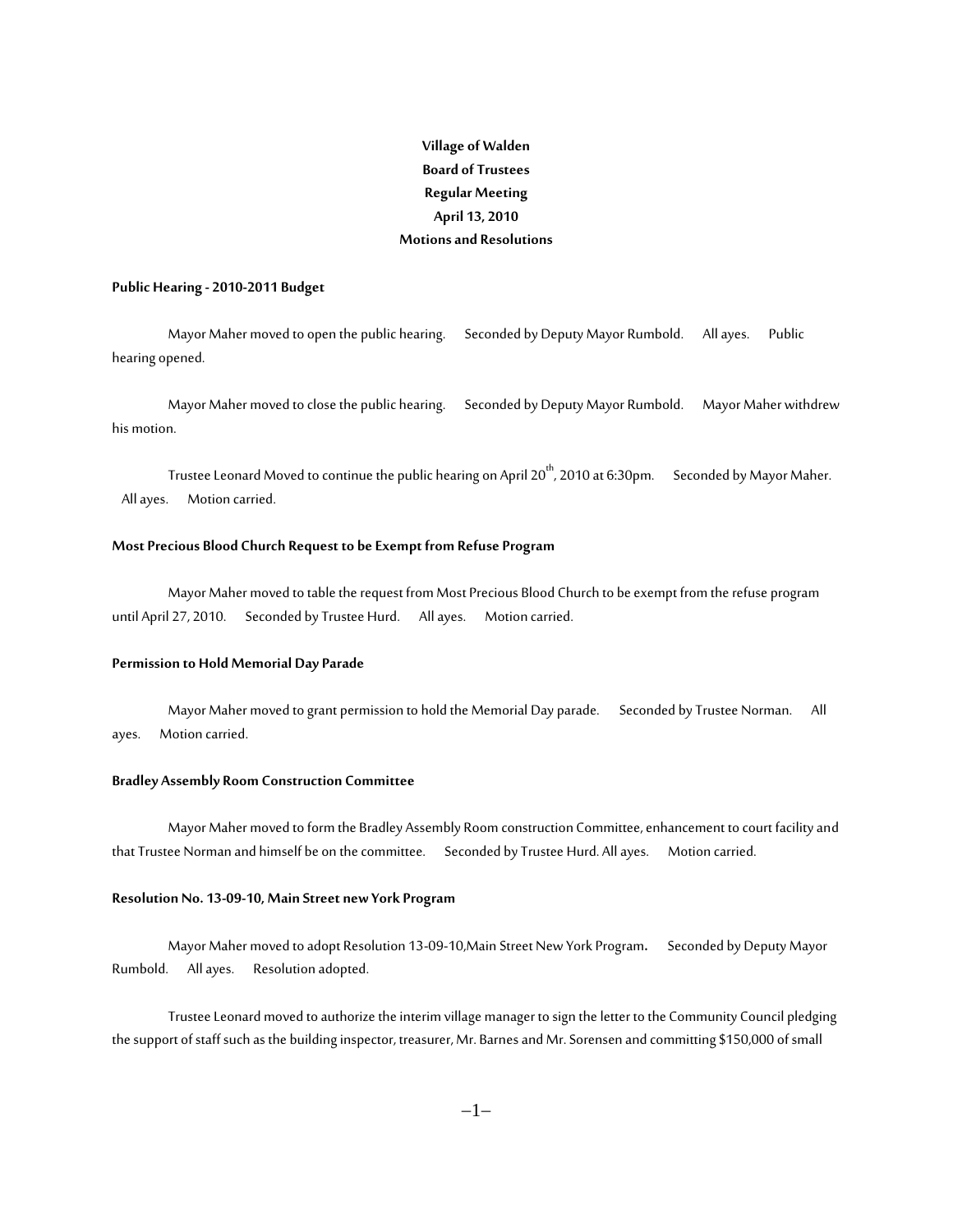**Village of Walden**
**Board of Trustees**
**Regular Meeting**
**April 13, 2010**
**Motions and Resolutions**

**Public Hearing - 2010-2011 Budget**

Mayor Maher moved to open the public hearing. Seconded by Deputy Mayor Rumbold. All ayes. Public hearing opened.

Mayor Maher moved to close the public hearing. Seconded by Deputy Mayor Rumbold. Mayor Maher withdrew his motion.

Trustee Leonard Moved to continue the public hearing on April 20th, 2010 at 6:30pm. Seconded by Mayor Maher. All ayes. Motion carried.

**Most Precious Blood Church Request to be Exempt from Refuse Program**

Mayor Maher moved to table the request from Most Precious Blood Church to be exempt from the refuse program until April 27, 2010. Seconded by Trustee Hurd. All ayes. Motion carried.

**Permission to Hold Memorial Day Parade**

Mayor Maher moved to grant permission to hold the Memorial Day parade. Seconded by Trustee Norman. All ayes. Motion carried.

**Bradley Assembly Room Construction Committee**

Mayor Maher moved to form the Bradley Assembly Room construction Committee, enhancement to court facility and that Trustee Norman and himself be on the committee. Seconded by Trustee Hurd. All ayes. Motion carried.

**Resolution No. 13-09-10, Main Street new York Program**

Mayor Maher moved to adopt Resolution 13-09-10,Main Street New York Program**.** Seconded by Deputy Mayor Rumbold. All ayes. Resolution adopted.

Trustee Leonard moved to authorize the interim village manager to sign the letter to the Community Council pledging the support of staff such as the building inspector, treasurer, Mr. Barnes and Mr. Sorensen and committing $150,000 of small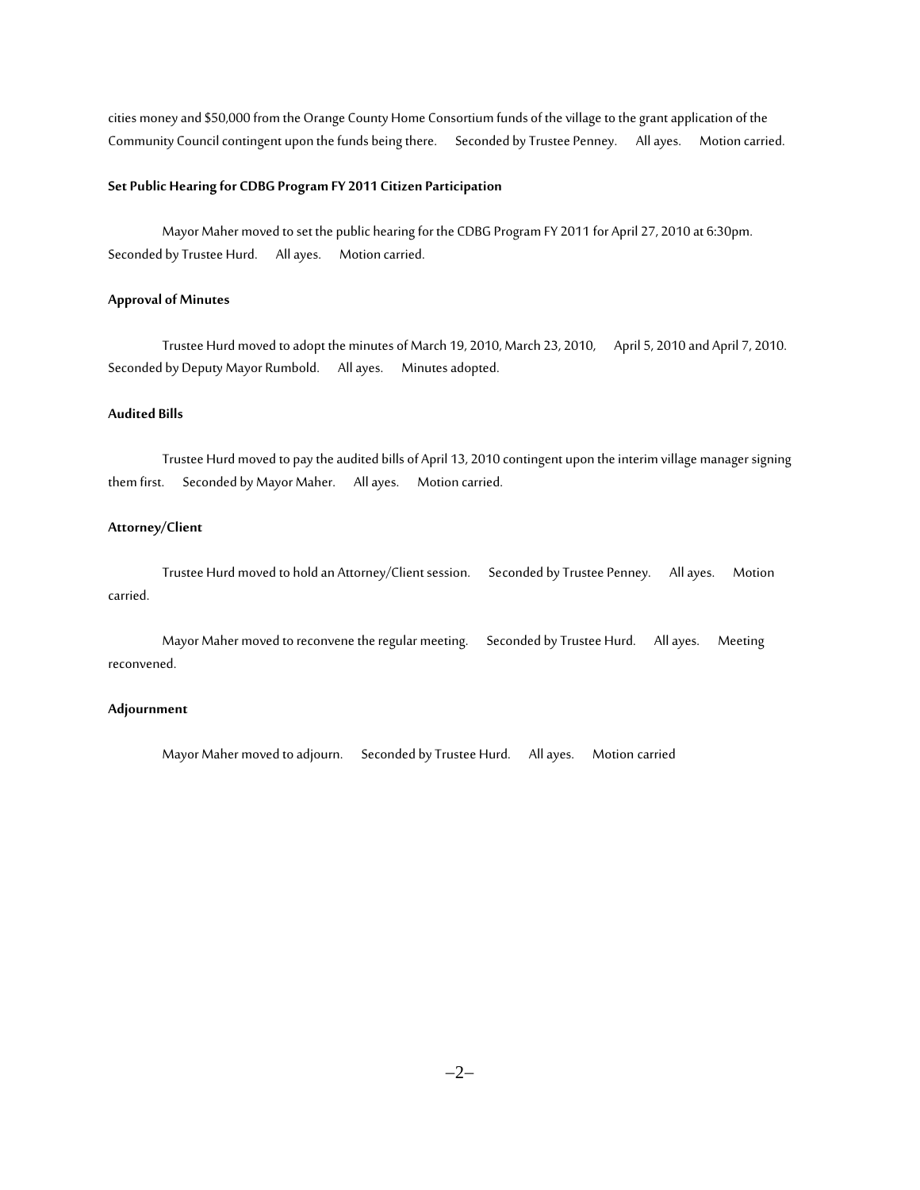cities money and $50,000 from the Orange County Home Consortium funds of the village to the grant application of the Community Council contingent upon the funds being there. Seconded by Trustee Penney. All ayes. Motion carried.

**Set Public Hearing for CDBG Program FY 2011 Citizen Participation**

Mayor Maher moved to set the public hearing for the CDBG Program FY 2011 for April 27, 2010 at 6:30pm. Seconded by Trustee Hurd. All ayes. Motion carried.

**Approval of Minutes**

Trustee Hurd moved to adopt the minutes of March 19, 2010, March 23, 2010, April 5, 2010 and April 7, 2010. Seconded by Deputy Mayor Rumbold. All ayes. Minutes adopted.

**Audited Bills**

Trustee Hurd moved to pay the audited bills of April 13, 2010 contingent upon the interim village manager signing them first. Seconded by Mayor Maher. All ayes. Motion carried.

**Attorney/Client**

Trustee Hurd moved to hold an Attorney/Client session. Seconded by Trustee Penney. All ayes. Motion carried.

Mayor Maher moved to reconvene the regular meeting. Seconded by Trustee Hurd. All ayes. Meeting reconvened.

**Adjournment**

Mayor Maher moved to adjourn. Seconded by Trustee Hurd. All ayes. Motion carried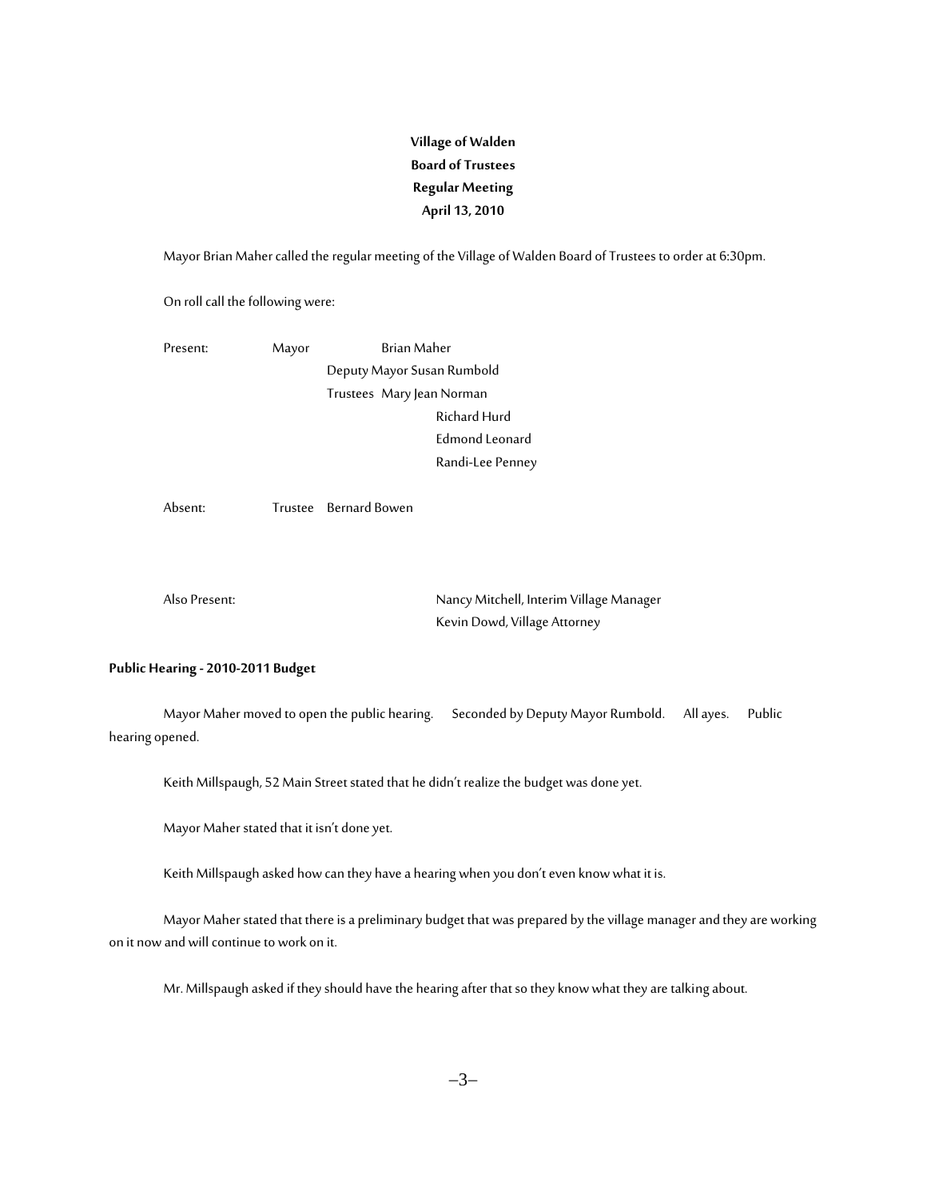**Village of Walden**
**Board of Trustees**
**Regular Meeting**
**April 13, 2010**

Mayor Brian Maher called the regular meeting of the Village of Walden Board of Trustees to order at 6:30pm.

On roll call the following were:

Present: Mayor Brian Maher
Deputy Mayor Susan Rumbold
Trustees Mary Jean Norman
Richard Hurd
Edmond Leonard
Randi-Lee Penney

Absent: Trustee Bernard Bowen

Also Present: Nancy Mitchell, Interim Village Manager
Kevin Dowd, Village Attorney

**Public Hearing - 2010-2011 Budget**

Mayor Maher moved to open the public hearing. Seconded by Deputy Mayor Rumbold. All ayes. Public hearing opened.

Keith Millspaugh, 52 Main Street stated that he didn't realize the budget was done yet.

Mayor Maher stated that it isn't done yet.

Keith Millspaugh asked how can they have a hearing when you don't even know what it is.

Mayor Maher stated that there is a preliminary budget that was prepared by the village manager and they are working on it now and will continue to work on it.

Mr. Millspaugh asked if they should have the hearing after that so they know what they are talking about.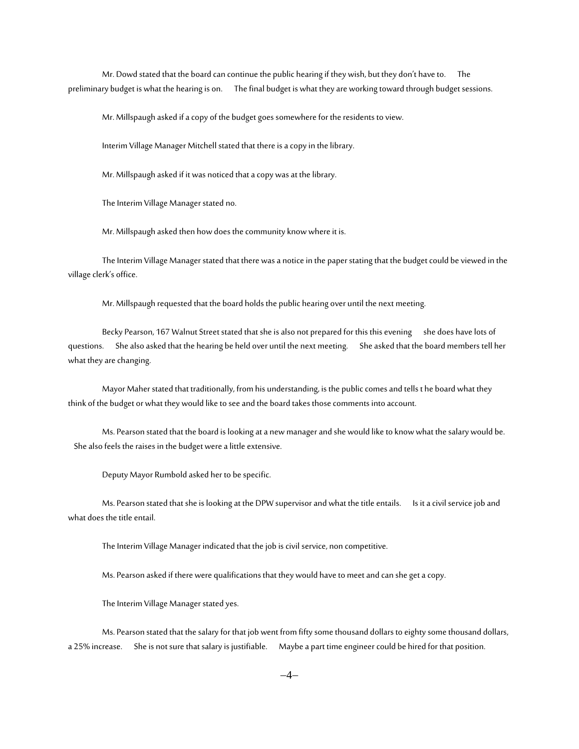Mr. Dowd stated that the board can continue the public hearing if they wish, but they don't have to. The preliminary budget is what the hearing is on. The final budget is what they are working toward through budget sessions.

Mr. Millspaugh asked if a copy of the budget goes somewhere for the residents to view.

Interim Village Manager Mitchell stated that there is a copy in the library.

Mr. Millspaugh asked if it was noticed that a copy was at the library.

The Interim Village Manager stated no.

Mr. Millspaugh asked then how does the community know where it is.

The Interim Village Manager stated that there was a notice in the paper stating that the budget could be viewed in the village clerk's office.

Mr. Millspaugh requested that the board holds the public hearing over until the next meeting.

Becky Pearson, 167 Walnut Street stated that she is also not prepared for this this evening she does have lots of questions. She also asked that the hearing be held over until the next meeting. She asked that the board members tell her what they are changing.

Mayor Maher stated that traditionally, from his understanding, is the public comes and tells t he board what they think of the budget or what they would like to see and the board takes those comments into account.

Ms. Pearson stated that the board is looking at a new manager and she would like to know what the salary would be. She also feels the raises in the budget were a little extensive.

Deputy Mayor Rumbold asked her to be specific.

Ms. Pearson stated that she is looking at the DPW supervisor and what the title entails. Is it a civil service job and what does the title entail.

The Interim Village Manager indicated that the job is civil service, non competitive.

Ms. Pearson asked if there were qualifications that they would have to meet and can she get a copy.

The Interim Village Manager stated yes.

Ms. Pearson stated that the salary for that job went from fifty some thousand dollars to eighty some thousand dollars, a 25% increase. She is not sure that salary is justifiable. Maybe a part time engineer could be hired for that position.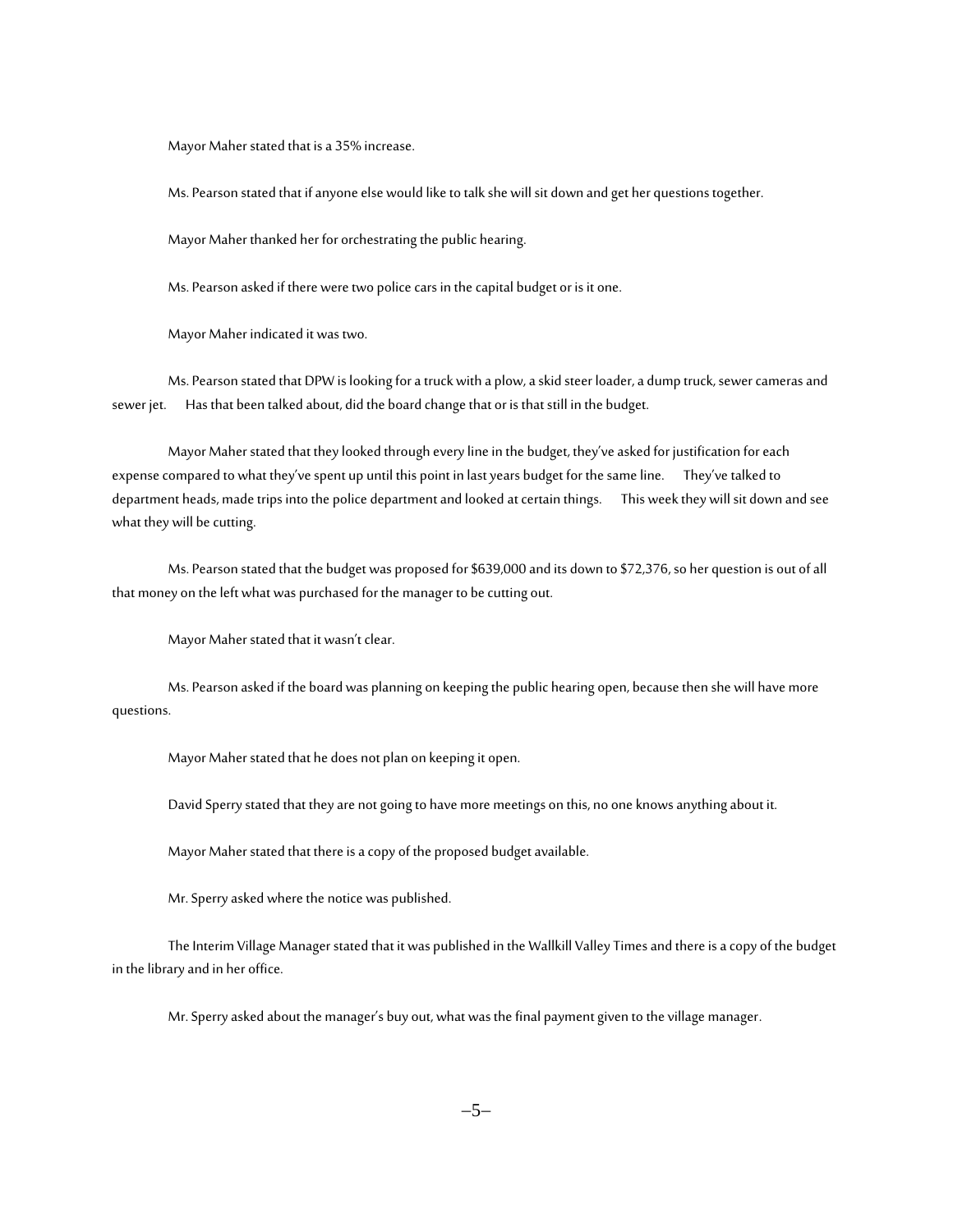Mayor Maher stated that is a 35% increase.

Ms. Pearson stated that if anyone else would like to talk she will sit down and get her questions together.

Mayor Maher thanked her for orchestrating the public hearing.

Ms. Pearson asked if there were two police cars in the capital budget or is it one.

Mayor Maher indicated it was two.

Ms. Pearson stated that DPW is looking for a truck with a plow, a skid steer loader, a dump truck, sewer cameras and sewer jet. Has that been talked about, did the board change that or is that still in the budget.

Mayor Maher stated that they looked through every line in the budget, they've asked for justification for each expense compared to what they've spent up until this point in last years budget for the same line. They've talked to department heads, made trips into the police department and looked at certain things. This week they will sit down and see what they will be cutting.

Ms. Pearson stated that the budget was proposed for $639,000 and its down to $72,376, so her question is out of all that money on the left what was purchased for the manager to be cutting out.

Mayor Maher stated that it wasn't clear.

Ms. Pearson asked if the board was planning on keeping the public hearing open, because then she will have more questions.

Mayor Maher stated that he does not plan on keeping it open.

David Sperry stated that they are not going to have more meetings on this, no one knows anything about it.

Mayor Maher stated that there is a copy of the proposed budget available.

Mr. Sperry asked where the notice was published.

The Interim Village Manager stated that it was published in the Wallkill Valley Times and there is a copy of the budget in the library and in her office.

Mr. Sperry asked about the manager's buy out, what was the final payment given to the village manager.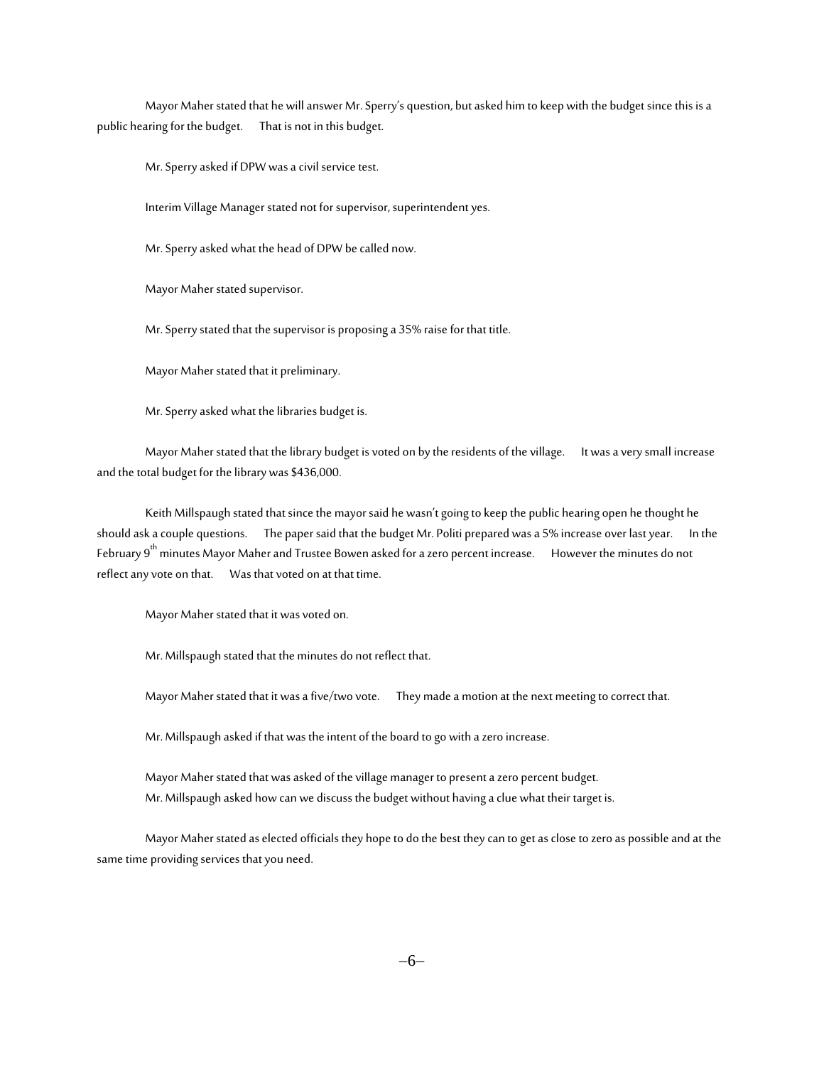Mayor Maher stated that he will answer Mr. Sperry's question, but asked him to keep with the budget since this is a public hearing for the budget. That is not in this budget.

Mr. Sperry asked if DPW was a civil service test.

Interim Village Manager stated not for supervisor, superintendent yes.

Mr. Sperry asked what the head of DPW be called now.

Mayor Maher stated supervisor.

Mr. Sperry stated that the supervisor is proposing a 35% raise for that title.

Mayor Maher stated that it preliminary.

Mr. Sperry asked what the libraries budget is.

Mayor Maher stated that the library budget is voted on by the residents of the village. It was a very small increase and the total budget for the library was $436,000.

Keith Millspaugh stated that since the mayor said he wasn't going to keep the public hearing open he thought he should ask a couple questions. The paper said that the budget Mr. Politi prepared was a 5% increase over last year. In the February 9th minutes Mayor Maher and Trustee Bowen asked for a zero percent increase. However the minutes do not reflect any vote on that. Was that voted on at that time.

Mayor Maher stated that it was voted on.

Mr. Millspaugh stated that the minutes do not reflect that.

Mayor Maher stated that it was a five/two vote. They made a motion at the next meeting to correct that.

Mr. Millspaugh asked if that was the intent of the board to go with a zero increase.

Mayor Maher stated that was asked of the village manager to present a zero percent budget.

Mr. Millspaugh asked how can we discuss the budget without having a clue what their target is.

Mayor Maher stated as elected officials they hope to do the best they can to get as close to zero as possible and at the same time providing services that you need.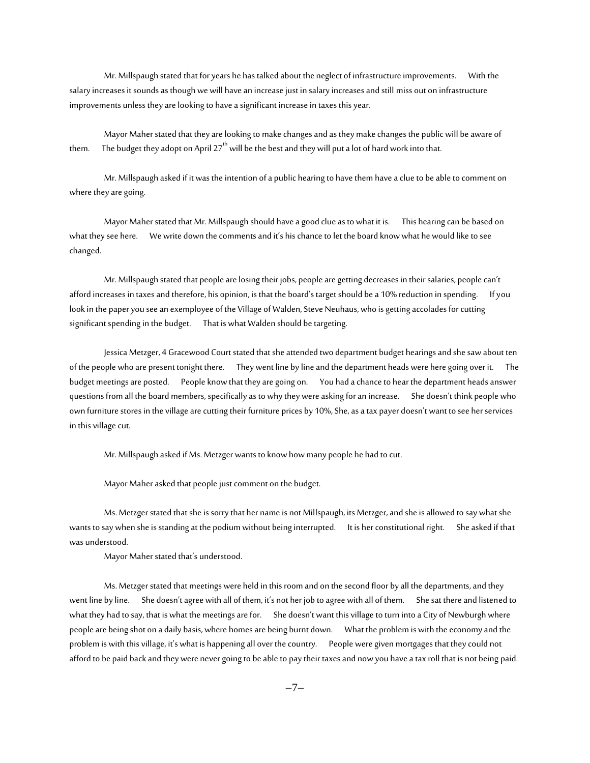Mr. Millspaugh stated that for years he has talked about the neglect of infrastructure improvements. With the salary increases it sounds as though we will have an increase just in salary increases and still miss out on infrastructure improvements unless they are looking to have a significant increase in taxes this year.

Mayor Maher stated that they are looking to make changes and as they make changes the public will be aware of them. The budget they adopt on April 27th will be the best and they will put a lot of hard work into that.

Mr. Millspaugh asked if it was the intention of a public hearing to have them have a clue to be able to comment on where they are going.

Mayor Maher stated that Mr. Millspaugh should have a good clue as to what it is. This hearing can be based on what they see here. We write down the comments and it's his chance to let the board know what he would like to see changed.

Mr. Millspaugh stated that people are losing their jobs, people are getting decreases in their salaries, people can't afford increases in taxes and therefore, his opinion, is that the board's target should be a 10% reduction in spending. If you look in the paper you see an exemployee of the Village of Walden, Steve Neuhaus, who is getting accolades for cutting significant spending in the budget. That is what Walden should be targeting.

Jessica Metzger, 4 Gracewood Court stated that she attended two department budget hearings and she saw about ten of the people who are present tonight there. They went line by line and the department heads were here going over it. The budget meetings are posted. People know that they are going on. You had a chance to hear the department heads answer questions from all the board members, specifically as to why they were asking for an increase. She doesn't think people who own furniture stores in the village are cutting their furniture prices by 10%, She, as a tax payer doesn't want to see her services in this village cut.

Mr. Millspaugh asked if Ms. Metzger wants to know how many people he had to cut.

Mayor Maher asked that people just comment on the budget.

Ms. Metzger stated that she is sorry that her name is not Millspaugh, its Metzger, and she is allowed to say what she wants to say when she is standing at the podium without being interrupted. It is her constitutional right. She asked if that was understood.

Mayor Maher stated that's understood.

Ms. Metzger stated that meetings were held in this room and on the second floor by all the departments, and they went line by line. She doesn't agree with all of them, it's not her job to agree with all of them. She sat there and listened to what they had to say, that is what the meetings are for. She doesn't want this village to turn into a City of Newburgh where people are being shot on a daily basis, where homes are being burnt down. What the problem is with the economy and the problem is with this village, it's what is happening all over the country. People were given mortgages that they could not afford to be paid back and they were never going to be able to pay their taxes and now you have a tax roll that is not being paid.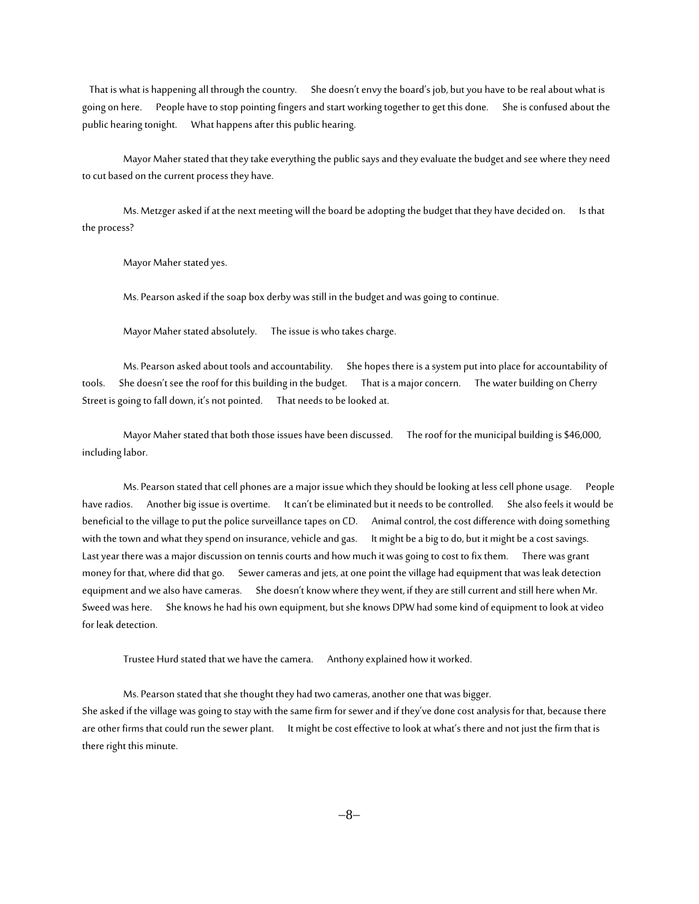That is what is happening all through the country. She doesn't envy the board's job, but you have to be real about what is going on here. People have to stop pointing fingers and start working together to get this done. She is confused about the public hearing tonight. What happens after this public hearing.

Mayor Maher stated that they take everything the public says and they evaluate the budget and see where they need to cut based on the current process they have.

Ms. Metzger asked if at the next meeting will the board be adopting the budget that they have decided on. Is that the process?

Mayor Maher stated yes.

Ms. Pearson asked if the soap box derby was still in the budget and was going to continue.

Mayor Maher stated absolutely. The issue is who takes charge.

Ms. Pearson asked about tools and accountability. She hopes there is a system put into place for accountability of tools. She doesn't see the roof for this building in the budget. That is a major concern. The water building on Cherry Street is going to fall down, it's not pointed. That needs to be looked at.

Mayor Maher stated that both those issues have been discussed. The roof for the municipal building is $46,000, including labor.

Ms. Pearson stated that cell phones are a major issue which they should be looking at less cell phone usage. People have radios. Another big issue is overtime. It can't be eliminated but it needs to be controlled. She also feels it would be beneficial to the village to put the police surveillance tapes on CD. Animal control, the cost difference with doing something with the town and what they spend on insurance, vehicle and gas. It might be a big to do, but it might be a cost savings. Last year there was a major discussion on tennis courts and how much it was going to cost to fix them. There was grant money for that, where did that go. Sewer cameras and jets, at one point the village had equipment that was leak detection equipment and we also have cameras. She doesn't know where they went, if they are still current and still here when Mr. Sweed was here. She knows he had his own equipment, but she knows DPW had some kind of equipment to look at video for leak detection.

Trustee Hurd stated that we have the camera. Anthony explained how it worked.

Ms. Pearson stated that she thought they had two cameras, another one that was bigger.
She asked if the village was going to stay with the same firm for sewer and if they've done cost analysis for that, because there are other firms that could run the sewer plant. It might be cost effective to look at what's there and not just the firm that is there right this minute.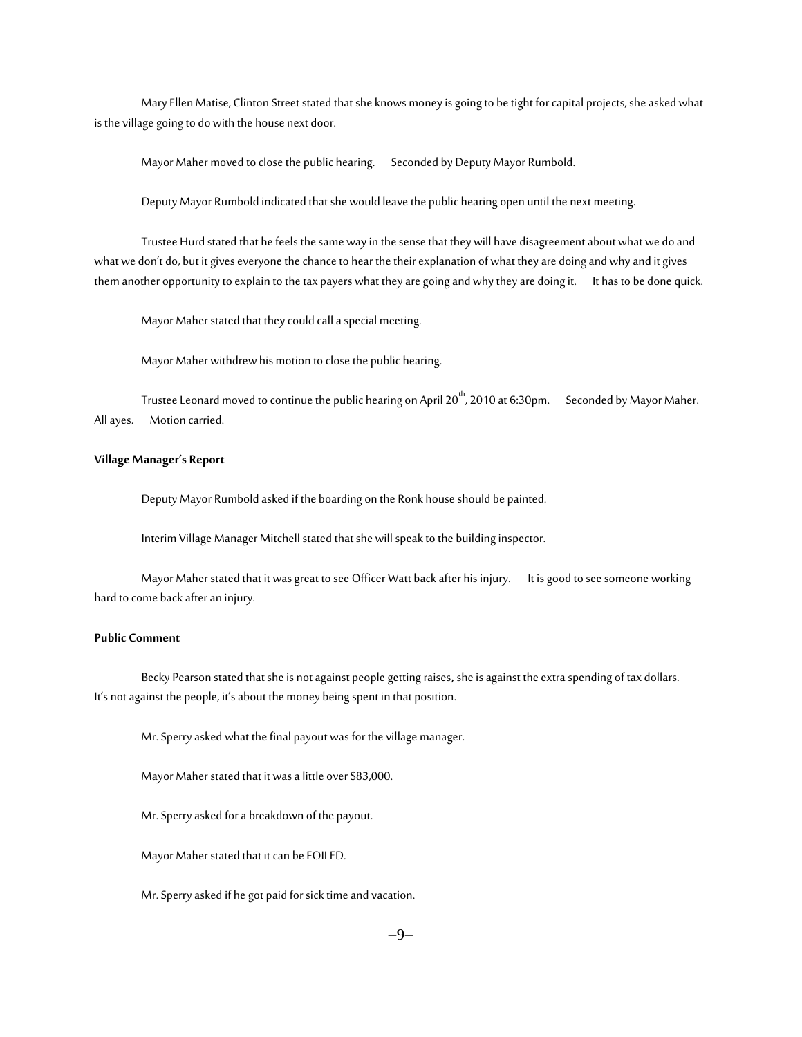Mary Ellen Matise, Clinton Street stated that she knows money is going to be tight for capital projects, she asked what is the village going to do with the house next door.

Mayor Maher moved to close the public hearing. Seconded by Deputy Mayor Rumbold.

Deputy Mayor Rumbold indicated that she would leave the public hearing open until the next meeting.

Trustee Hurd stated that he feels the same way in the sense that they will have disagreement about what we do and what we don't do, but it gives everyone the chance to hear the their explanation of what they are doing and why and it gives them another opportunity to explain to the tax payers what they are going and why they are doing it. It has to be done quick.

Mayor Maher stated that they could call a special meeting.

Mayor Maher withdrew his motion to close the public hearing.

Trustee Leonard moved to continue the public hearing on April 20th, 2010 at 6:30pm. Seconded by Mayor Maher. All ayes. Motion carried.

**Village Manager's Report**

Deputy Mayor Rumbold asked if the boarding on the Ronk house should be painted.

Interim Village Manager Mitchell stated that she will speak to the building inspector.

Mayor Maher stated that it was great to see Officer Watt back after his injury. It is good to see someone working hard to come back after an injury.

**Public Comment**

Becky Pearson stated that she is not against people getting raises, she is against the extra spending of tax dollars. It's not against the people, it's about the money being spent in that position.

Mr. Sperry asked what the final payout was for the village manager.

Mayor Maher stated that it was a little over $83,000.

Mr. Sperry asked for a breakdown of the payout.

Mayor Maher stated that it can be FOILED.

Mr. Sperry asked if he got paid for sick time and vacation.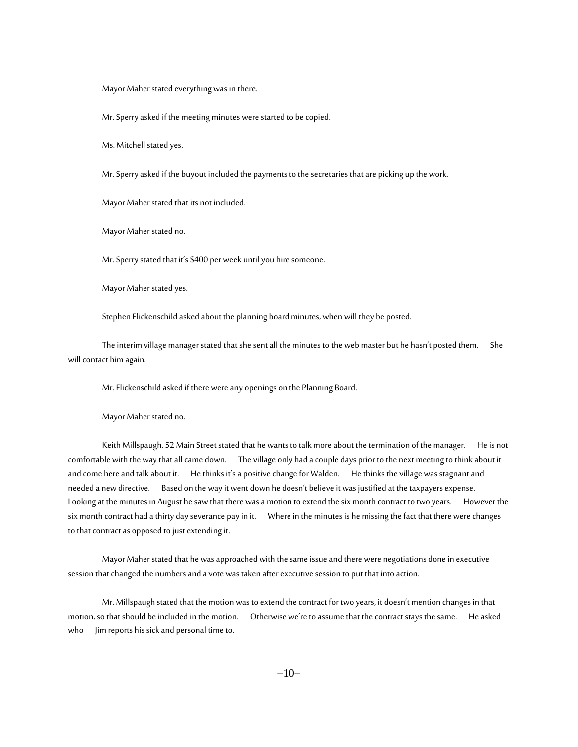Mayor Maher stated everything was in there.

Mr. Sperry asked if the meeting minutes were started to be copied.

Ms. Mitchell stated yes.

Mr. Sperry asked if the buyout included the payments to the secretaries that are picking up the work.

Mayor Maher stated that its not included.

Mayor Maher stated no.

Mr. Sperry stated that it's $400 per week until you hire someone.

Mayor Maher stated yes.

Stephen Flickenschild asked about the planning board minutes, when will they be posted.

The interim village manager stated that she sent all the minutes to the web master but he hasn't posted them. She will contact him again.

Mr. Flickenschild asked if there were any openings on the Planning Board.

Mayor Maher stated no.

Keith Millspaugh, 52 Main Street stated that he wants to talk more about the termination of the manager. He is not comfortable with the way that all came down. The village only had a couple days prior to the next meeting to think about it and come here and talk about it. He thinks it's a positive change for Walden. He thinks the village was stagnant and needed a new directive. Based on the way it went down he doesn't believe it was justified at the taxpayers expense. Looking at the minutes in August he saw that there was a motion to extend the six month contract to two years. However the six month contract had a thirty day severance pay in it. Where in the minutes is he missing the fact that there were changes to that contract as opposed to just extending it.

Mayor Maher stated that he was approached with the same issue and there were negotiations done in executive session that changed the numbers and a vote was taken after executive session to put that into action.

Mr. Millspaugh stated that the motion was to extend the contract for two years, it doesn't mention changes in that motion, so that should be included in the motion. Otherwise we're to assume that the contract stays the same. He asked who Jim reports his sick and personal time to.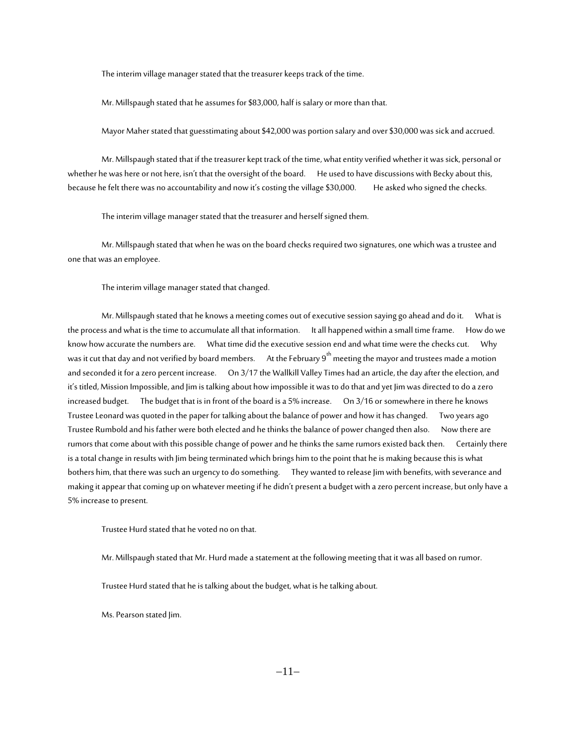The interim village manager stated that the treasurer keeps track of the time.

Mr. Millspaugh stated that he assumes for $83,000, half is salary or more than that.

Mayor Maher stated that guesstimating about $42,000 was portion salary and over $30,000 was sick and accrued.

Mr. Millspaugh stated that if the treasurer kept track of the time, what entity verified whether it was sick, personal or whether he was here or not here, isn't that the oversight of the board. He used to have discussions with Becky about this, because he felt there was no accountability and now it's costing the village $30,000. He asked who signed the checks.

The interim village manager stated that the treasurer and herself signed them.

Mr. Millspaugh stated that when he was on the board checks required two signatures, one which was a trustee and one that was an employee.

The interim village manager stated that changed.

Mr. Millspaugh stated that he knows a meeting comes out of executive session saying go ahead and do it. What is the process and what is the time to accumulate all that information. It all happened within a small time frame. How do we know how accurate the numbers are. What time did the executive session end and what time were the checks cut. Why was it cut that day and not verified by board members. At the February 9th meeting the mayor and trustees made a motion and seconded it for a zero percent increase. On 3/17 the Wallkill Valley Times had an article, the day after the election, and it's titled, Mission Impossible, and Jim is talking about how impossible it was to do that and yet Jim was directed to do a zero increased budget. The budget that is in front of the board is a 5% increase. On 3/16 or somewhere in there he knows Trustee Leonard was quoted in the paper for talking about the balance of power and how it has changed. Two years ago Trustee Rumbold and his father were both elected and he thinks the balance of power changed then also. Now there are rumors that come about with this possible change of power and he thinks the same rumors existed back then. Certainly there is a total change in results with Jim being terminated which brings him to the point that he is making because this is what bothers him, that there was such an urgency to do something. They wanted to release Jim with benefits, with severance and making it appear that coming up on whatever meeting if he didn't present a budget with a zero percent increase, but only have a 5% increase to present.

Trustee Hurd stated that he voted no on that.

Mr. Millspaugh stated that Mr. Hurd made a statement at the following meeting that it was all based on rumor.

Trustee Hurd stated that he is talking about the budget, what is he talking about.

Ms. Pearson stated Jim.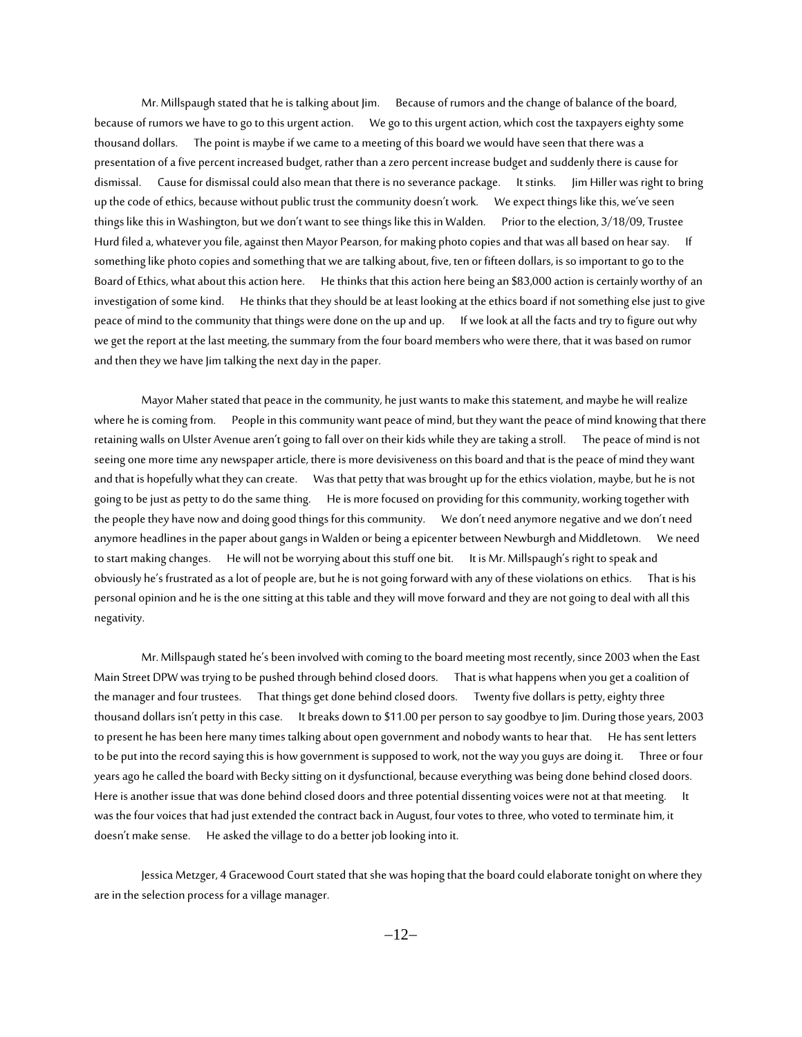Mr. Millspaugh stated that he is talking about Jim. Because of rumors and the change of balance of the board, because of rumors we have to go to this urgent action. We go to this urgent action, which cost the taxpayers eighty some thousand dollars. The point is maybe if we came to a meeting of this board we would have seen that there was a presentation of a five percent increased budget, rather than a zero percent increase budget and suddenly there is cause for dismissal. Cause for dismissal could also mean that there is no severance package. It stinks. Jim Hiller was right to bring up the code of ethics, because without public trust the community doesn't work. We expect things like this, we've seen things like this in Washington, but we don't want to see things like this in Walden. Prior to the election, 3/18/09, Trustee Hurd filed a, whatever you file, against then Mayor Pearson, for making photo copies and that was all based on hear say. If something like photo copies and something that we are talking about, five, ten or fifteen dollars, is so important to go to the Board of Ethics, what about this action here. He thinks that this action here being an $83,000 action is certainly worthy of an investigation of some kind. He thinks that they should be at least looking at the ethics board if not something else just to give peace of mind to the community that things were done on the up and up. If we look at all the facts and try to figure out why we get the report at the last meeting, the summary from the four board members who were there, that it was based on rumor and then they we have Jim talking the next day in the paper.

Mayor Maher stated that peace in the community, he just wants to make this statement, and maybe he will realize where he is coming from. People in this community want peace of mind, but they want the peace of mind knowing that there retaining walls on Ulster Avenue aren't going to fall over on their kids while they are taking a stroll. The peace of mind is not seeing one more time any newspaper article, there is more devisiveness on this board and that is the peace of mind they want and that is hopefully what they can create. Was that petty that was brought up for the ethics violation, maybe, but he is not going to be just as petty to do the same thing. He is more focused on providing for this community, working together with the people they have now and doing good things for this community. We don't need anymore negative and we don't need anymore headlines in the paper about gangs in Walden or being a epicenter between Newburgh and Middletown. We need to start making changes. He will not be worrying about this stuff one bit. It is Mr. Millspaugh's right to speak and obviously he's frustrated as a lot of people are, but he is not going forward with any of these violations on ethics. That is his personal opinion and he is the one sitting at this table and they will move forward and they are not going to deal with all this negativity.

Mr. Millspaugh stated he's been involved with coming to the board meeting most recently, since 2003 when the East Main Street DPW was trying to be pushed through behind closed doors. That is what happens when you get a coalition of the manager and four trustees. That things get done behind closed doors. Twenty five dollars is petty, eighty three thousand dollars isn't petty in this case. It breaks down to $11.00 per person to say goodbye to Jim. During those years, 2003 to present he has been here many times talking about open government and nobody wants to hear that. He has sent letters to be put into the record saying this is how government is supposed to work, not the way you guys are doing it. Three or four years ago he called the board with Becky sitting on it dysfunctional, because everything was being done behind closed doors. Here is another issue that was done behind closed doors and three potential dissenting voices were not at that meeting. It was the four voices that had just extended the contract back in August, four votes to three, who voted to terminate him, it doesn't make sense. He asked the village to do a better job looking into it.

Jessica Metzger, 4 Gracewood Court stated that she was hoping that the board could elaborate tonight on where they are in the selection process for a village manager.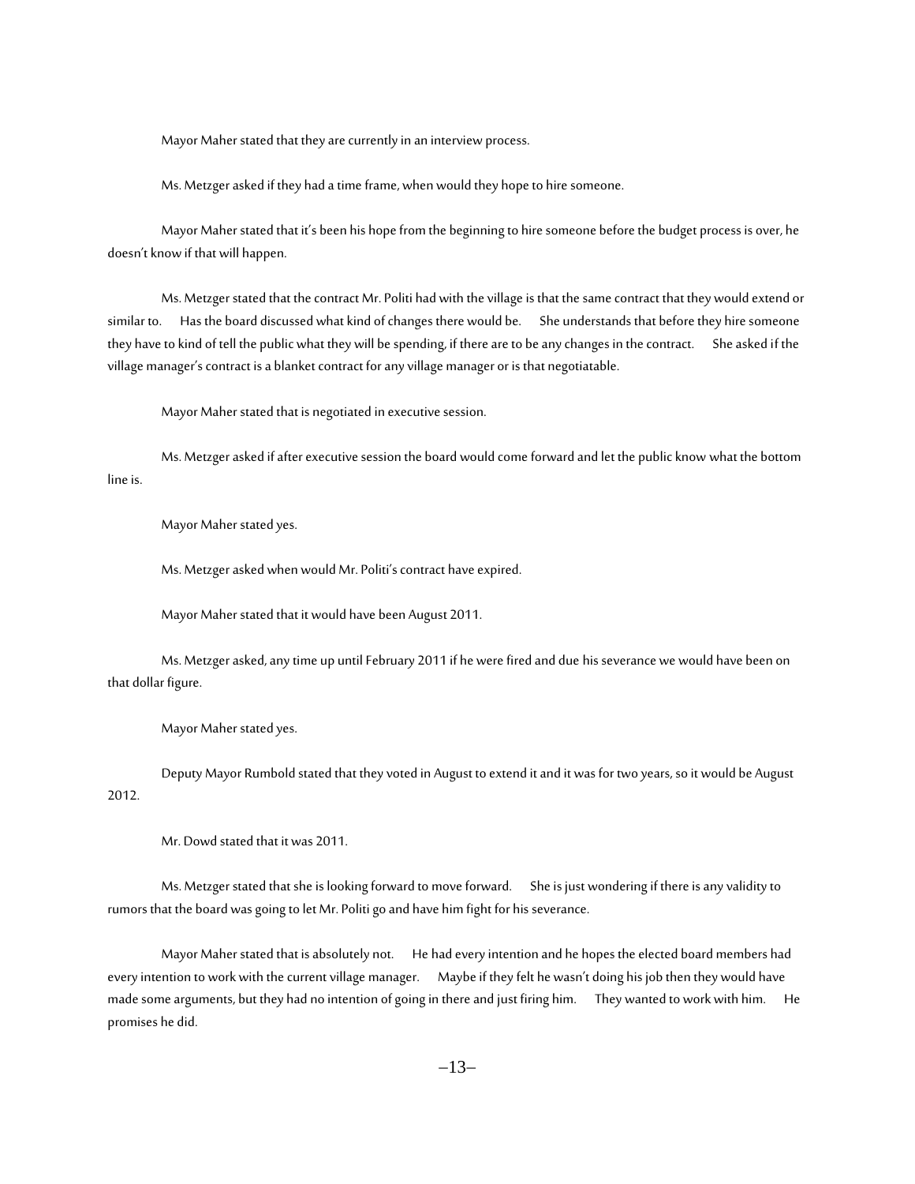Mayor Maher stated that they are currently in an interview process.

Ms. Metzger asked if they had a time frame, when would they hope to hire someone.

Mayor Maher stated that it's been his hope from the beginning to hire someone before the budget process is over, he doesn't know if that will happen.

Ms. Metzger stated that the contract Mr. Politi had with the village is that the same contract that they would extend or similar to. Has the board discussed what kind of changes there would be. She understands that before they hire someone they have to kind of tell the public what they will be spending, if there are to be any changes in the contract. She asked if the village manager's contract is a blanket contract for any village manager or is that negotiatable.

Mayor Maher stated that is negotiated in executive session.

Ms. Metzger asked if after executive session the board would come forward and let the public know what the bottom line is.

Mayor Maher stated yes.

Ms. Metzger asked when would Mr. Politi's contract have expired.

Mayor Maher stated that it would have been August 2011.

Ms. Metzger asked, any time up until February 2011 if he were fired and due his severance we would have been on that dollar figure.

Mayor Maher stated yes.

Deputy Mayor Rumbold stated that they voted in August to extend it and it was for two years, so it would be August 2012.

Mr. Dowd stated that it was 2011.

Ms. Metzger stated that she is looking forward to move forward. She is just wondering if there is any validity to rumors that the board was going to let Mr. Politi go and have him fight for his severance.

Mayor Maher stated that is absolutely not. He had every intention and he hopes the elected board members had every intention to work with the current village manager. Maybe if they felt he wasn't doing his job then they would have made some arguments, but they had no intention of going in there and just firing him. They wanted to work with him. He promises he did.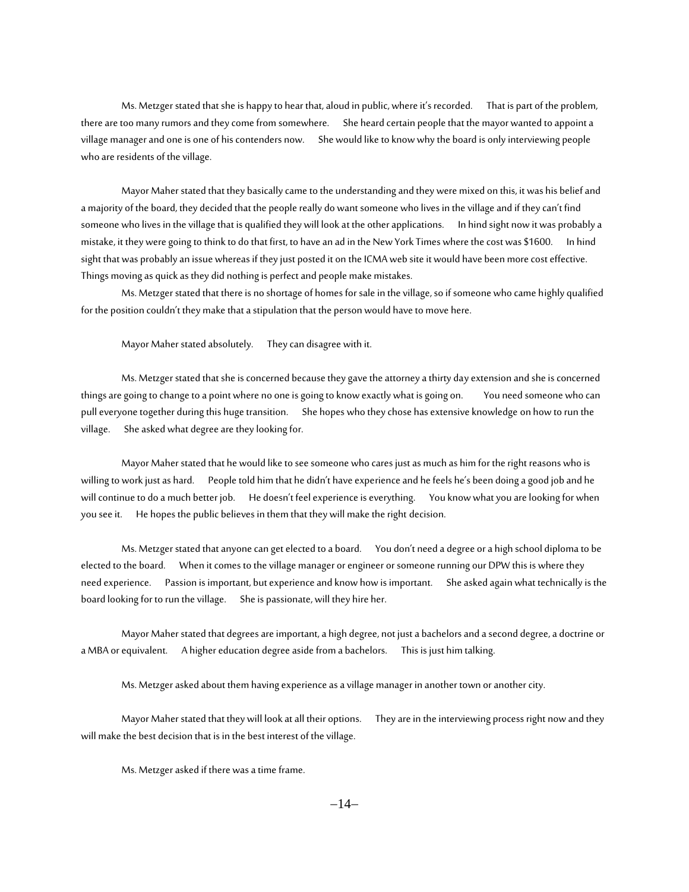Ms. Metzger stated that she is happy to hear that, aloud in public, where it's recorded. That is part of the problem, there are too many rumors and they come from somewhere. She heard certain people that the mayor wanted to appoint a village manager and one is one of his contenders now. She would like to know why the board is only interviewing people who are residents of the village.

Mayor Maher stated that they basically came to the understanding and they were mixed on this, it was his belief and a majority of the board, they decided that the people really do want someone who lives in the village and if they can't find someone who lives in the village that is qualified they will look at the other applications. In hind sight now it was probably a mistake, it they were going to think to do that first, to have an ad in the New York Times where the cost was $1600. In hind sight that was probably an issue whereas if they just posted it on the ICMA web site it would have been more cost effective. Things moving as quick as they did nothing is perfect and people make mistakes.

Ms. Metzger stated that there is no shortage of homes for sale in the village, so if someone who came highly qualified for the position couldn't they make that a stipulation that the person would have to move here.

Mayor Maher stated absolutely. They can disagree with it.

Ms. Metzger stated that she is concerned because they gave the attorney a thirty day extension and she is concerned things are going to change to a point where no one is going to know exactly what is going on. You need someone who can pull everyone together during this huge transition. She hopes who they chose has extensive knowledge on how to run the village. She asked what degree are they looking for.

Mayor Maher stated that he would like to see someone who cares just as much as him for the right reasons who is willing to work just as hard. People told him that he didn't have experience and he feels he's been doing a good job and he will continue to do a much better job. He doesn't feel experience is everything. You know what you are looking for when you see it. He hopes the public believes in them that they will make the right decision.

Ms. Metzger stated that anyone can get elected to a board. You don't need a degree or a high school diploma to be elected to the board. When it comes to the village manager or engineer or someone running our DPW this is where they need experience. Passion is important, but experience and know how is important. She asked again what technically is the board looking for to run the village. She is passionate, will they hire her.

Mayor Maher stated that degrees are important, a high degree, not just a bachelors and a second degree, a doctrine or a MBA or equivalent. A higher education degree aside from a bachelors. This is just him talking.

Ms. Metzger asked about them having experience as a village manager in another town or another city.

Mayor Maher stated that they will look at all their options. They are in the interviewing process right now and they will make the best decision that is in the best interest of the village.

Ms. Metzger asked if there was a time frame.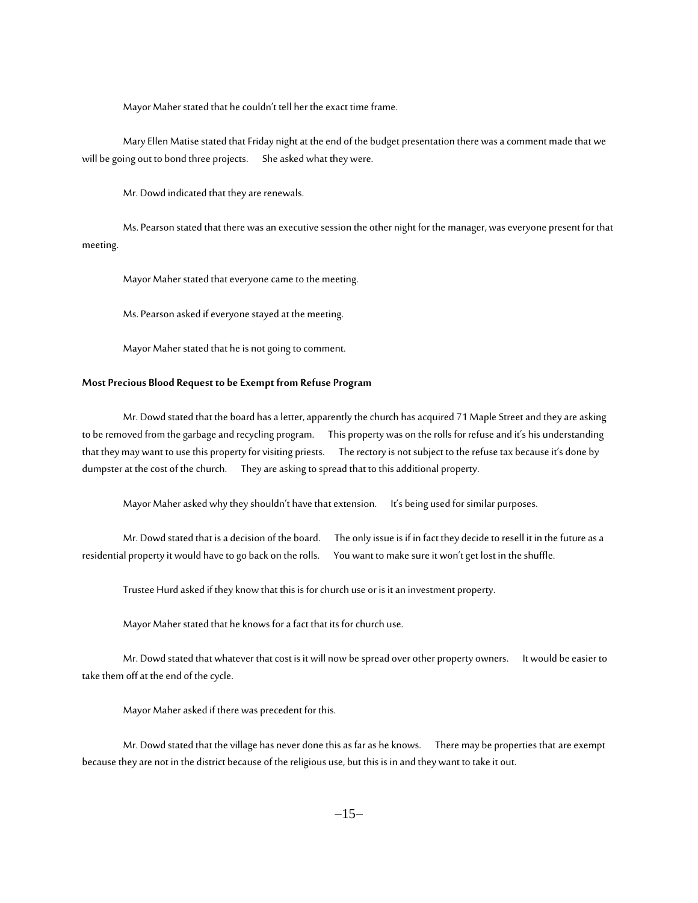Mayor Maher stated that he couldn't tell her the exact time frame.

Mary Ellen Matise stated that Friday night at the end of the budget presentation there was a comment made that we will be going out to bond three projects. She asked what they were.

Mr. Dowd indicated that they are renewals.

Ms. Pearson stated that there was an executive session the other night for the manager, was everyone present for that meeting.

Mayor Maher stated that everyone came to the meeting.

Ms. Pearson asked if everyone stayed at the meeting.

Mayor Maher stated that he is not going to comment.

**Most Precious Blood Request to be Exempt from Refuse Program**

Mr. Dowd stated that the board has a letter, apparently the church has acquired 71 Maple Street and they are asking to be removed from the garbage and recycling program. This property was on the rolls for refuse and it's his understanding that they may want to use this property for visiting priests. The rectory is not subject to the refuse tax because it's done by dumpster at the cost of the church. They are asking to spread that to this additional property.

Mayor Maher asked why they shouldn't have that extension. It's being used for similar purposes.

Mr. Dowd stated that is a decision of the board. The only issue is if in fact they decide to resell it in the future as a residential property it would have to go back on the rolls. You want to make sure it won't get lost in the shuffle.

Trustee Hurd asked if they know that this is for church use or is it an investment property.

Mayor Maher stated that he knows for a fact that its for church use.

Mr. Dowd stated that whatever that cost is it will now be spread over other property owners. It would be easier to take them off at the end of the cycle.

Mayor Maher asked if there was precedent for this.

Mr. Dowd stated that the village has never done this as far as he knows. There may be properties that are exempt because they are not in the district because of the religious use, but this is in and they want to take it out.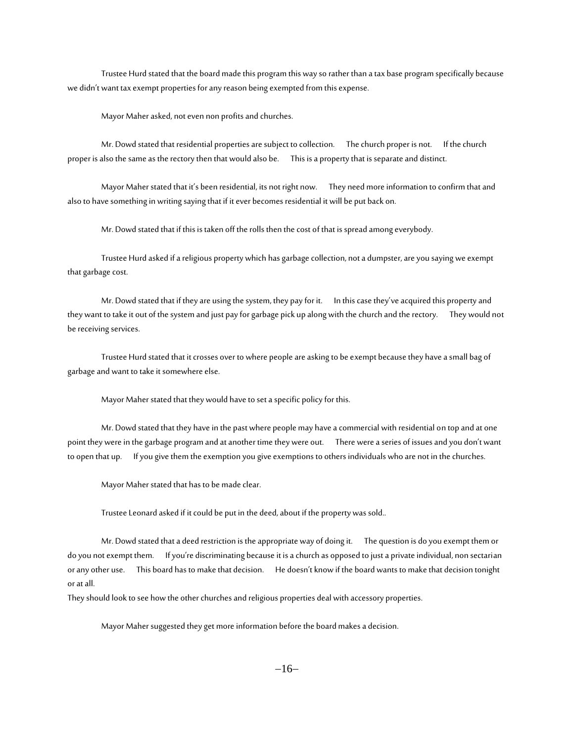Trustee Hurd stated that the board made this program this way so rather than a tax base program specifically because we didn't want tax exempt properties for any reason being exempted from this expense.

Mayor Maher asked, not even non profits and churches.

Mr. Dowd stated that residential properties are subject to collection. The church proper is not. If the church proper is also the same as the rectory then that would also be. This is a property that is separate and distinct.

Mayor Maher stated that it's been residential, its not right now. They need more information to confirm that and also to have something in writing saying that if it ever becomes residential it will be put back on.

Mr. Dowd stated that if this is taken off the rolls then the cost of that is spread among everybody.

Trustee Hurd asked if a religious property which has garbage collection, not a dumpster, are you saying we exempt that garbage cost.

Mr. Dowd stated that if they are using the system, they pay for it. In this case they've acquired this property and they want to take it out of the system and just pay for garbage pick up along with the church and the rectory. They would not be receiving services.

Trustee Hurd stated that it crosses over to where people are asking to be exempt because they have a small bag of garbage and want to take it somewhere else.

Mayor Maher stated that they would have to set a specific policy for this.

Mr. Dowd stated that they have in the past where people may have a commercial with residential on top and at one point they were in the garbage program and at another time they were out. There were a series of issues and you don't want to open that up. If you give them the exemption you give exemptions to others individuals who are not in the churches.

Mayor Maher stated that has to be made clear.

Trustee Leonard asked if it could be put in the deed, about if the property was sold..

Mr. Dowd stated that a deed restriction is the appropriate way of doing it. The question is do you exempt them or do you not exempt them. If you're discriminating because it is a church as opposed to just a private individual, non sectarian or any other use. This board has to make that decision. He doesn't know if the board wants to make that decision tonight or at all.
They should look to see how the other churches and religious properties deal with accessory properties.

Mayor Maher suggested they get more information before the board makes a decision.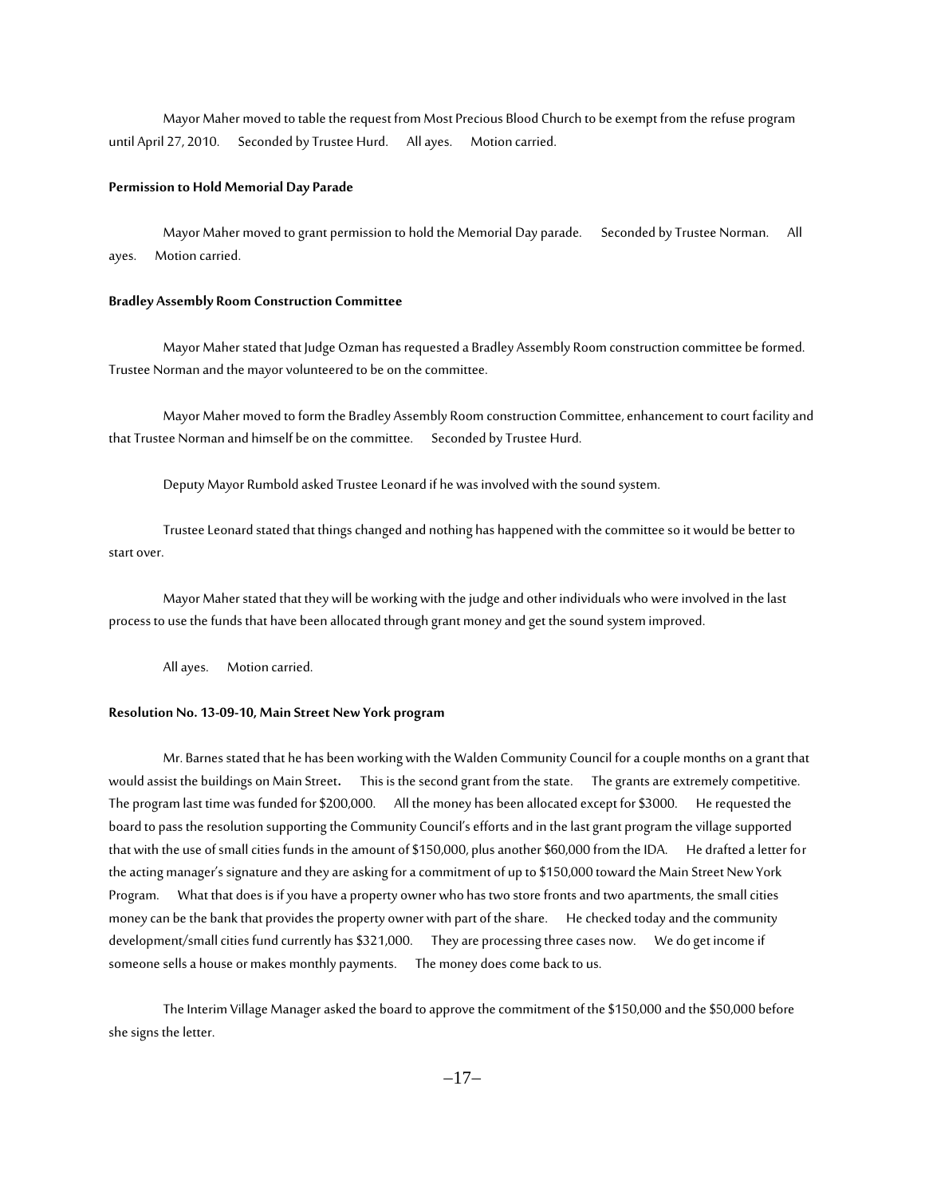Mayor Maher moved to table the request from Most Precious Blood Church to be exempt from the refuse program until April 27, 2010. Seconded by Trustee Hurd. All ayes. Motion carried.

**Permission to Hold Memorial Day Parade**

Mayor Maher moved to grant permission to hold the Memorial Day parade. Seconded by Trustee Norman. All ayes. Motion carried.

**Bradley Assembly Room Construction Committee**

Mayor Maher stated that Judge Ozman has requested a Bradley Assembly Room construction committee be formed. Trustee Norman and the mayor volunteered to be on the committee.

Mayor Maher moved to form the Bradley Assembly Room construction Committee, enhancement to court facility and that Trustee Norman and himself be on the committee. Seconded by Trustee Hurd.

Deputy Mayor Rumbold asked Trustee Leonard if he was involved with the sound system.

Trustee Leonard stated that things changed and nothing has happened with the committee so it would be better to start over.

Mayor Maher stated that they will be working with the judge and other individuals who were involved in the last process to use the funds that have been allocated through grant money and get the sound system improved.

All ayes. Motion carried.

**Resolution No. 13-09-10, Main Street New York program**

Mr. Barnes stated that he has been working with the Walden Community Council for a couple months on a grant that would assist the buildings on Main Street. This is the second grant from the state. The grants are extremely competitive. The program last time was funded for $200,000. All the money has been allocated except for $3000. He requested the board to pass the resolution supporting the Community Council's efforts and in the last grant program the village supported that with the use of small cities funds in the amount of $150,000, plus another $60,000 from the IDA. He drafted a letter for the acting manager's signature and they are asking for a commitment of up to $150,000 toward the Main Street New York Program. What that does is if you have a property owner who has two store fronts and two apartments, the small cities money can be the bank that provides the property owner with part of the share. He checked today and the community development/small cities fund currently has $321,000. They are processing three cases now. We do get income if someone sells a house or makes monthly payments. The money does come back to us.

The Interim Village Manager asked the board to approve the commitment of the $150,000 and the $50,000 before she signs the letter.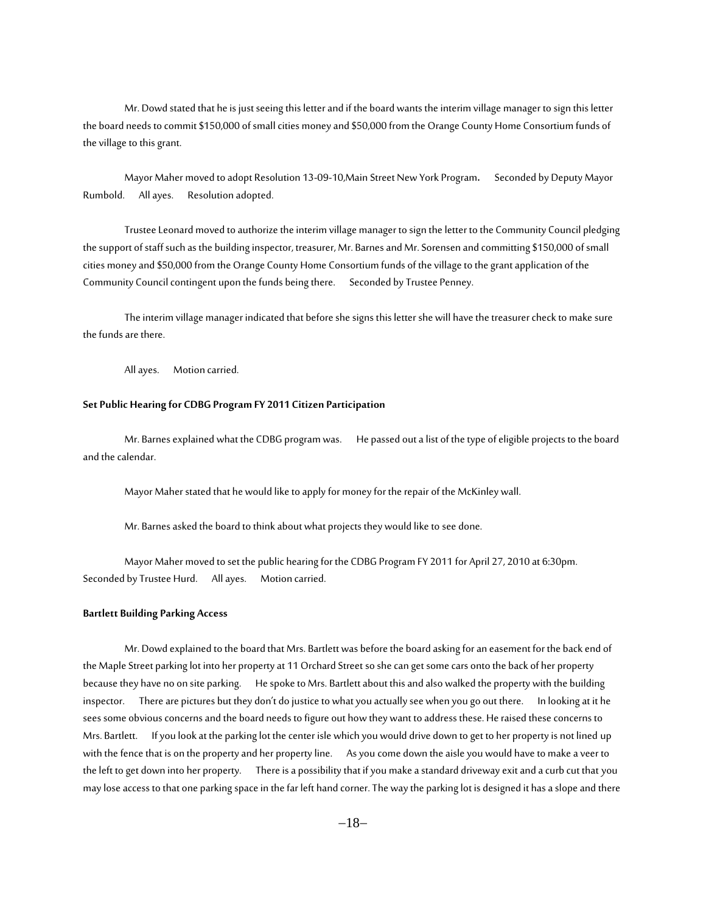Mr. Dowd stated that he is just seeing this letter and if the board wants the interim village manager to sign this letter the board needs to commit $150,000 of small cities money and $50,000 from the Orange County Home Consortium funds of the village to this grant.

Mayor Maher moved to adopt Resolution 13-09-10,Main Street New York Program. Seconded by Deputy Mayor Rumbold. All ayes. Resolution adopted.

Trustee Leonard moved to authorize the interim village manager to sign the letter to the Community Council pledging the support of staff such as the building inspector, treasurer, Mr. Barnes and Mr. Sorensen and committing $150,000 of small cities money and $50,000 from the Orange County Home Consortium funds of the village to the grant application of the Community Council contingent upon the funds being there. Seconded by Trustee Penney.

The interim village manager indicated that before she signs this letter she will have the treasurer check to make sure the funds are there.

All ayes. Motion carried.

**Set Public Hearing for CDBG Program FY 2011 Citizen Participation**

Mr. Barnes explained what the CDBG program was. He passed out a list of the type of eligible projects to the board and the calendar.

Mayor Maher stated that he would like to apply for money for the repair of the McKinley wall.

Mr. Barnes asked the board to think about what projects they would like to see done.

Mayor Maher moved to set the public hearing for the CDBG Program FY 2011 for April 27, 2010 at 6:30pm. Seconded by Trustee Hurd. All ayes. Motion carried.

**Bartlett Building Parking Access**

Mr. Dowd explained to the board that Mrs. Bartlett was before the board asking for an easement for the back end of the Maple Street parking lot into her property at 11 Orchard Street so she can get some cars onto the back of her property because they have no on site parking. He spoke to Mrs. Bartlett about this and also walked the property with the building inspector. There are pictures but they don't do justice to what you actually see when you go out there. In looking at it he sees some obvious concerns and the board needs to figure out how they want to address these. He raised these concerns to Mrs. Bartlett. If you look at the parking lot the center isle which you would drive down to get to her property is not lined up with the fence that is on the property and her property line. As you come down the aisle you would have to make a veer to the left to get down into her property. There is a possibility that if you make a standard driveway exit and a curb cut that you may lose access to that one parking space in the far left hand corner. The way the parking lot is designed it has a slope and there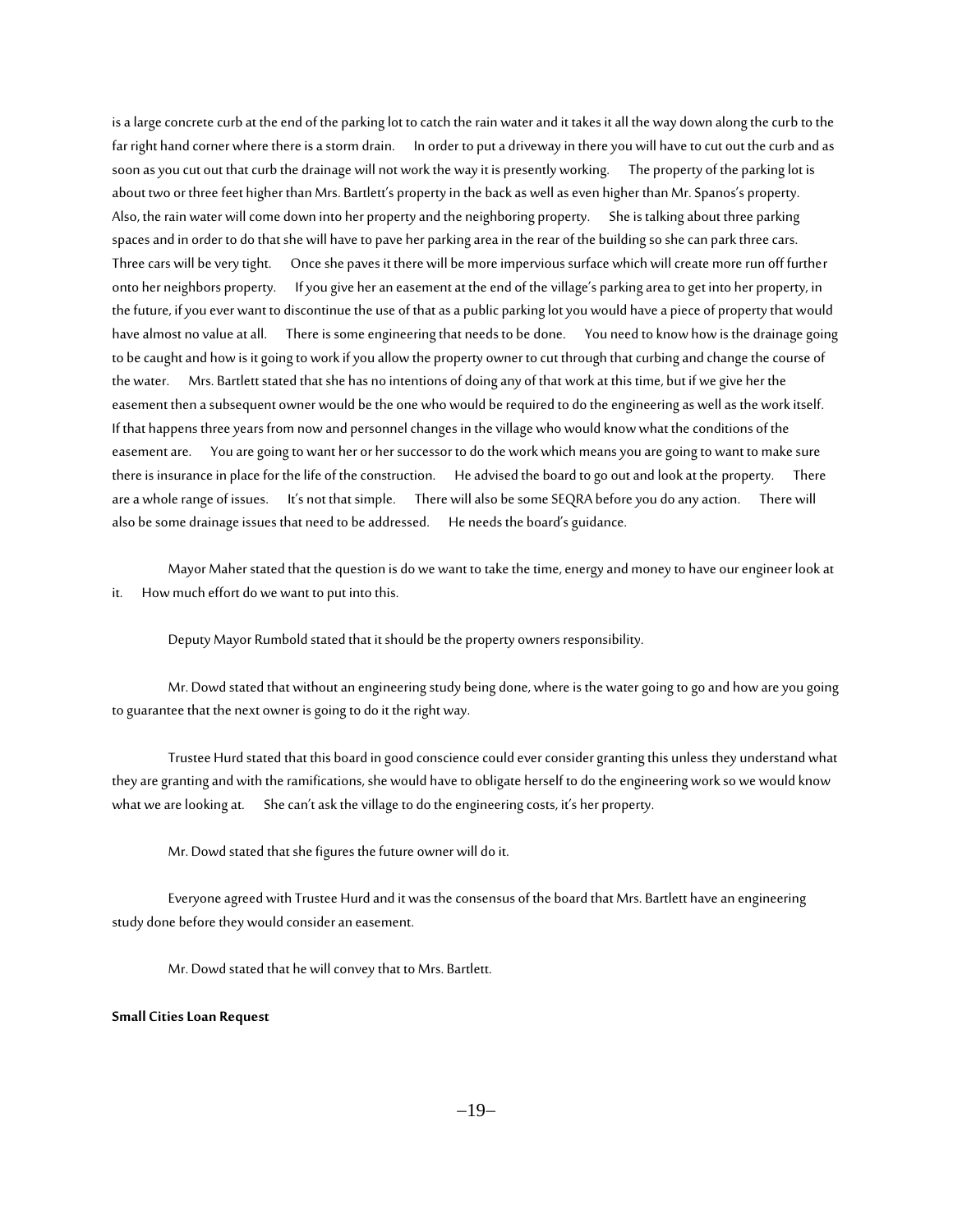is a large concrete curb at the end of the parking lot to catch the rain water and it takes it all the way down along the curb to the far right hand corner where there is a storm drain. In order to put a driveway in there you will have to cut out the curb and as soon as you cut out that curb the drainage will not work the way it is presently working. The property of the parking lot is about two or three feet higher than Mrs. Bartlett's property in the back as well as even higher than Mr. Spanos's property. Also, the rain water will come down into her property and the neighboring property. She is talking about three parking spaces and in order to do that she will have to pave her parking area in the rear of the building so she can park three cars. Three cars will be very tight. Once she paves it there will be more impervious surface which will create more run off further onto her neighbors property. If you give her an easement at the end of the village's parking area to get into her property, in the future, if you ever want to discontinue the use of that as a public parking lot you would have a piece of property that would have almost no value at all. There is some engineering that needs to be done. You need to know how is the drainage going to be caught and how is it going to work if you allow the property owner to cut through that curbing and change the course of the water. Mrs. Bartlett stated that she has no intentions of doing any of that work at this time, but if we give her the easement then a subsequent owner would be the one who would be required to do the engineering as well as the work itself. If that happens three years from now and personnel changes in the village who would know what the conditions of the easement are. You are going to want her or her successor to do the work which means you are going to want to make sure there is insurance in place for the life of the construction. He advised the board to go out and look at the property. There are a whole range of issues. It's not that simple. There will also be some SEQRA before you do any action. There will also be some drainage issues that need to be addressed. He needs the board's guidance.

Mayor Maher stated that the question is do we want to take the time, energy and money to have our engineer look at it. How much effort do we want to put into this.

Deputy Mayor Rumbold stated that it should be the property owners responsibility.

Mr. Dowd stated that without an engineering study being done, where is the water going to go and how are you going to guarantee that the next owner is going to do it the right way.

Trustee Hurd stated that this board in good conscience could ever consider granting this unless they understand what they are granting and with the ramifications, she would have to obligate herself to do the engineering work so we would know what we are looking at. She can't ask the village to do the engineering costs, it's her property.

Mr. Dowd stated that she figures the future owner will do it.

Everyone agreed with Trustee Hurd and it was the consensus of the board that Mrs. Bartlett have an engineering study done before they would consider an easement.

Mr. Dowd stated that he will convey that to Mrs. Bartlett.

**Small Cities Loan Request**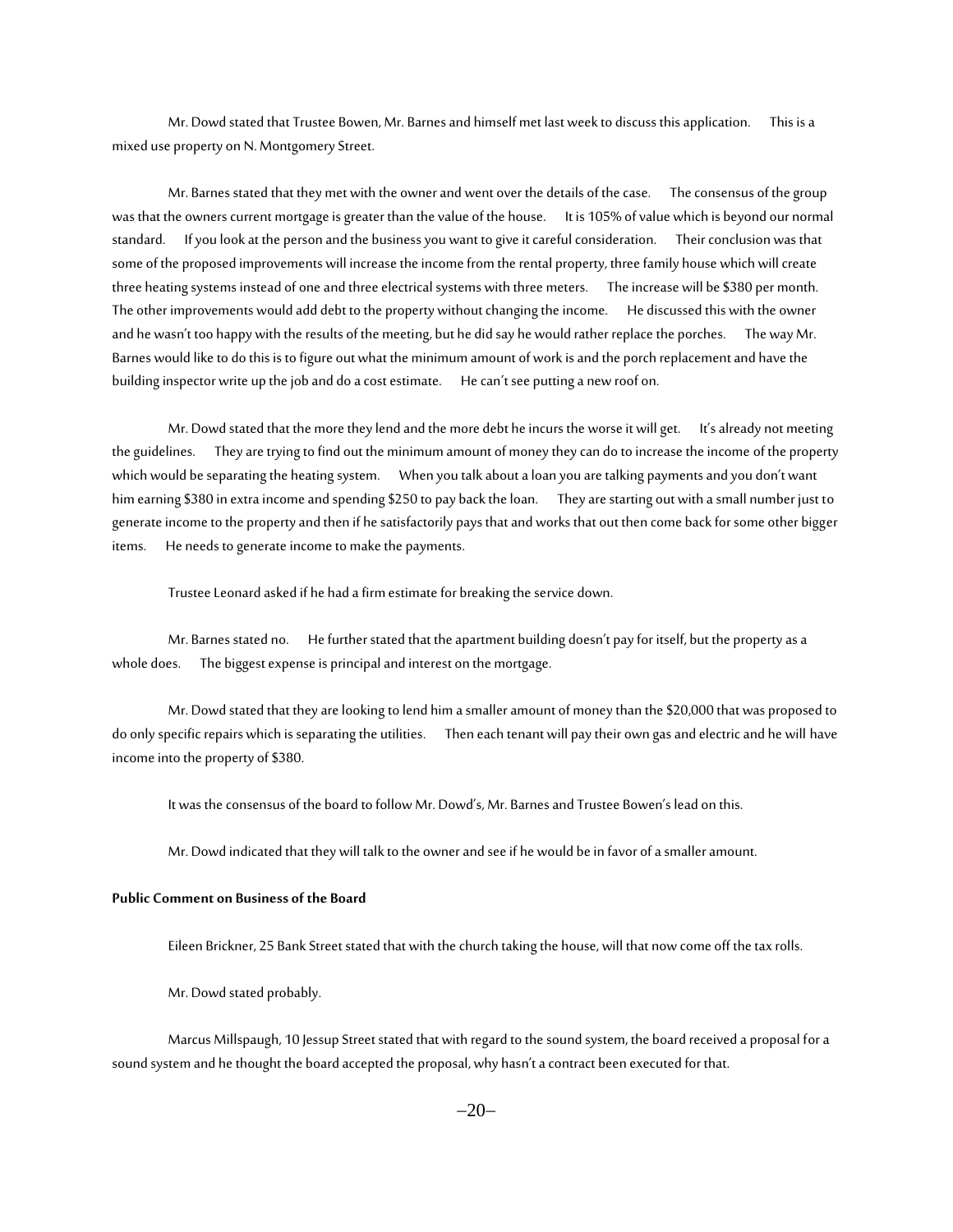Mr. Dowd stated that Trustee Bowen, Mr. Barnes and himself met last week to discuss this application. This is a mixed use property on N. Montgomery Street.

Mr. Barnes stated that they met with the owner and went over the details of the case. The consensus of the group was that the owners current mortgage is greater than the value of the house. It is 105% of value which is beyond our normal standard. If you look at the person and the business you want to give it careful consideration. Their conclusion was that some of the proposed improvements will increase the income from the rental property, three family house which will create three heating systems instead of one and three electrical systems with three meters. The increase will be $380 per month. The other improvements would add debt to the property without changing the income. He discussed this with the owner and he wasn't too happy with the results of the meeting, but he did say he would rather replace the porches. The way Mr. Barnes would like to do this is to figure out what the minimum amount of work is and the porch replacement and have the building inspector write up the job and do a cost estimate. He can't see putting a new roof on.

Mr. Dowd stated that the more they lend and the more debt he incurs the worse it will get. It's already not meeting the guidelines. They are trying to find out the minimum amount of money they can do to increase the income of the property which would be separating the heating system. When you talk about a loan you are talking payments and you don't want him earning $380 in extra income and spending $250 to pay back the loan. They are starting out with a small number just to generate income to the property and then if he satisfactorily pays that and works that out then come back for some other bigger items. He needs to generate income to make the payments.

Trustee Leonard asked if he had a firm estimate for breaking the service down.

Mr. Barnes stated no. He further stated that the apartment building doesn't pay for itself, but the property as a whole does. The biggest expense is principal and interest on the mortgage.

Mr. Dowd stated that they are looking to lend him a smaller amount of money than the $20,000 that was proposed to do only specific repairs which is separating the utilities. Then each tenant will pay their own gas and electric and he will have income into the property of $380.

It was the consensus of the board to follow Mr. Dowd's, Mr. Barnes and Trustee Bowen's lead on this.

Mr. Dowd indicated that they will talk to the owner and see if he would be in favor of a smaller amount.

**Public Comment on Business of the Board**

Eileen Brickner, 25 Bank Street stated that with the church taking the house, will that now come off the tax rolls.

Mr. Dowd stated probably.

Marcus Millspaugh, 10 Jessup Street stated that with regard to the sound system, the board received a proposal for a sound system and he thought the board accepted the proposal, why hasn't a contract been executed for that.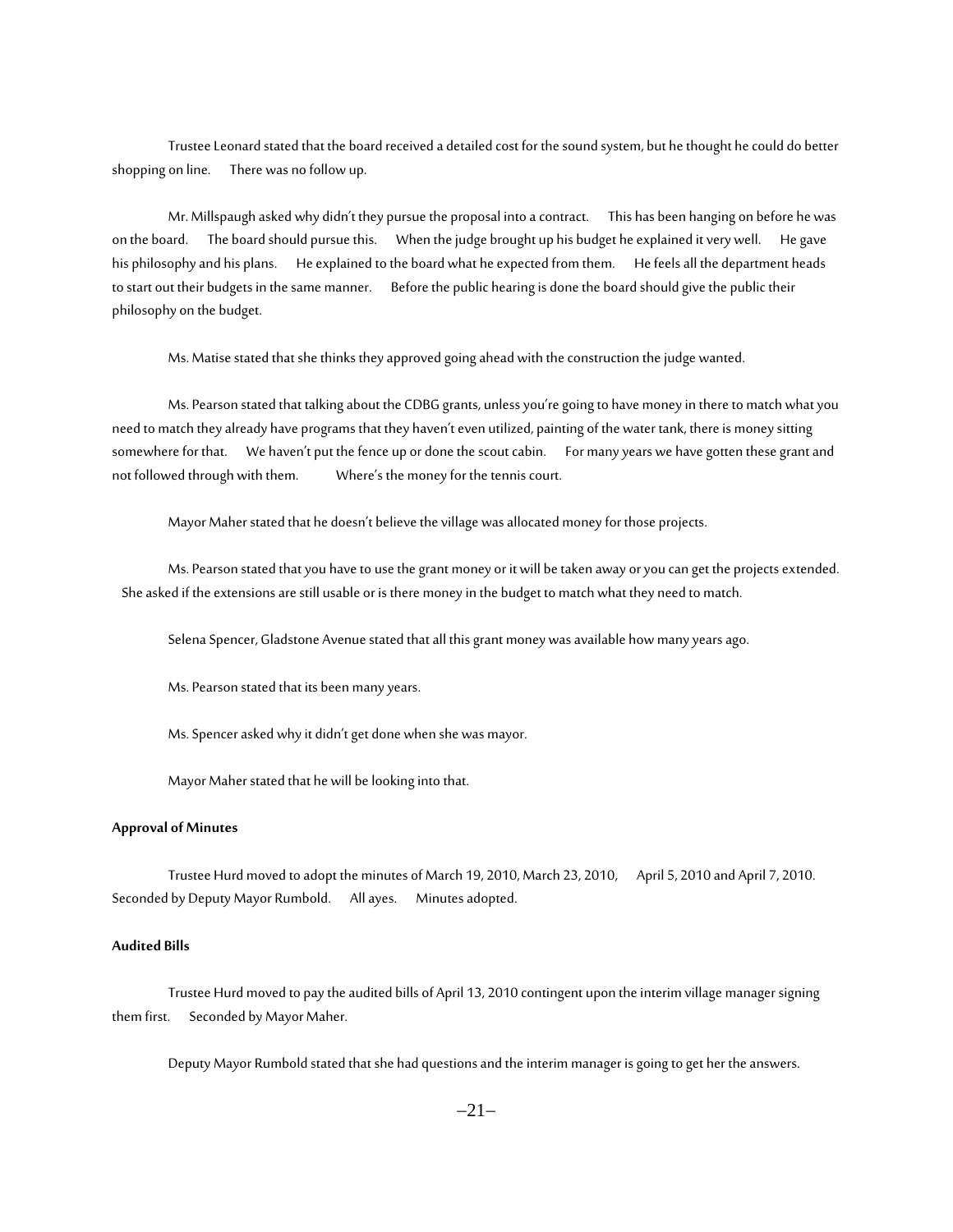Trustee Leonard stated that the board received a detailed cost for the sound system, but he thought he could do better shopping on line. There was no follow up.

Mr. Millspaugh asked why didn't they pursue the proposal into a contract. This has been hanging on before he was on the board. The board should pursue this. When the judge brought up his budget he explained it very well. He gave his philosophy and his plans. He explained to the board what he expected from them. He feels all the department heads to start out their budgets in the same manner. Before the public hearing is done the board should give the public their philosophy on the budget.

Ms. Matise stated that she thinks they approved going ahead with the construction the judge wanted.

Ms. Pearson stated that talking about the CDBG grants, unless you're going to have money in there to match what you need to match they already have programs that they haven't even utilized, painting of the water tank, there is money sitting somewhere for that. We haven't put the fence up or done the scout cabin. For many years we have gotten these grant and not followed through with them. Where's the money for the tennis court.

Mayor Maher stated that he doesn't believe the village was allocated money for those projects.

Ms. Pearson stated that you have to use the grant money or it will be taken away or you can get the projects extended. She asked if the extensions are still usable or is there money in the budget to match what they need to match.

Selena Spencer, Gladstone Avenue stated that all this grant money was available how many years ago.

Ms. Pearson stated that its been many years.

Ms. Spencer asked why it didn't get done when she was mayor.

Mayor Maher stated that he will be looking into that.

**Approval of Minutes**

Trustee Hurd moved to adopt the minutes of March 19, 2010, March 23, 2010, April 5, 2010 and April 7, 2010. Seconded by Deputy Mayor Rumbold. All ayes. Minutes adopted.

**Audited Bills**

Trustee Hurd moved to pay the audited bills of April 13, 2010 contingent upon the interim village manager signing them first. Seconded by Mayor Maher.

Deputy Mayor Rumbold stated that she had questions and the interim manager is going to get her the answers.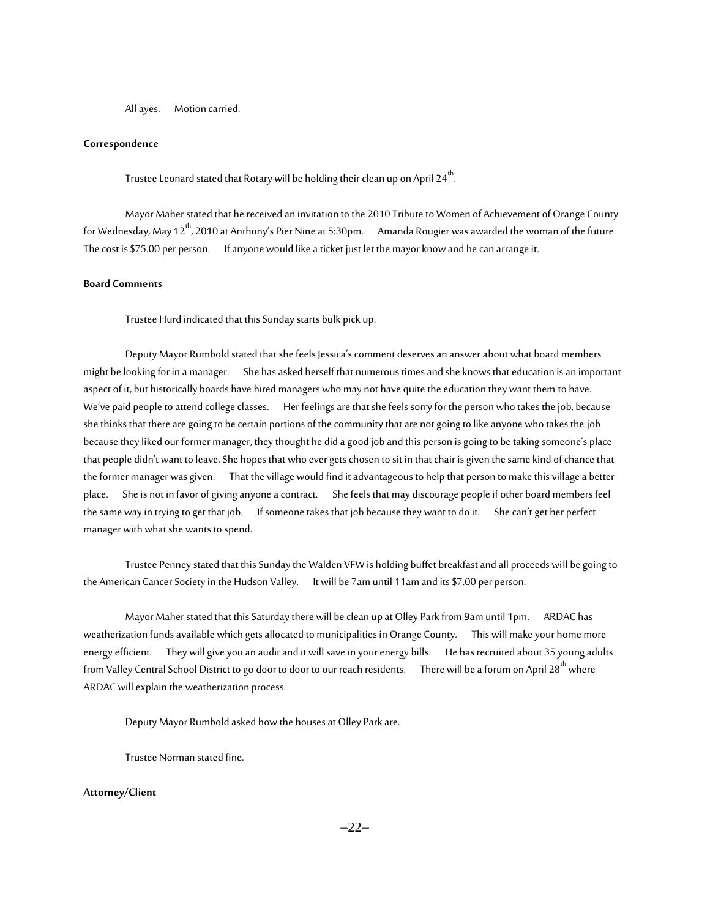All ayes. Motion carried.

**Correspondence**

Trustee Leonard stated that Rotary will be holding their clean up on April 24th.

Mayor Maher stated that he received an invitation to the 2010 Tribute to Women of Achievement of Orange County for Wednesday, May 12th, 2010 at Anthony's Pier Nine at 5:30pm. Amanda Rougier was awarded the woman of the future. The cost is $75.00 per person. If anyone would like a ticket just let the mayor know and he can arrange it.

**Board Comments**

Trustee Hurd indicated that this Sunday starts bulk pick up.

Deputy Mayor Rumbold stated that she feels Jessica's comment deserves an answer about what board members might be looking for in a manager. She has asked herself that numerous times and she knows that education is an important aspect of it, but historically boards have hired managers who may not have quite the education they want them to have. We've paid people to attend college classes. Her feelings are that she feels sorry for the person who takes the job, because she thinks that there are going to be certain portions of the community that are not going to like anyone who takes the job because they liked our former manager, they thought he did a good job and this person is going to be taking someone's place that people didn't want to leave. She hopes that who ever gets chosen to sit in that chair is given the same kind of chance that the former manager was given. That the village would find it advantageous to help that person to make this village a better place. She is not in favor of giving anyone a contract. She feels that may discourage people if other board members feel the same way in trying to get that job. If someone takes that job because they want to do it. She can't get her perfect manager with what she wants to spend.

Trustee Penney stated that this Sunday the Walden VFW is holding buffet breakfast and all proceeds will be going to the American Cancer Society in the Hudson Valley. It will be 7am until 11am and its $7.00 per person.

Mayor Maher stated that this Saturday there will be clean up at Olley Park from 9am until 1pm. ARDAC has weatherization funds available which gets allocated to municipalities in Orange County. This will make your home more energy efficient. They will give you an audit and it will save in your energy bills. He has recruited about 35 young adults from Valley Central School District to go door to door to our reach residents. There will be a forum on April 28th where ARDAC will explain the weatherization process.

Deputy Mayor Rumbold asked how the houses at Olley Park are.

Trustee Norman stated fine.

**Attorney/Client**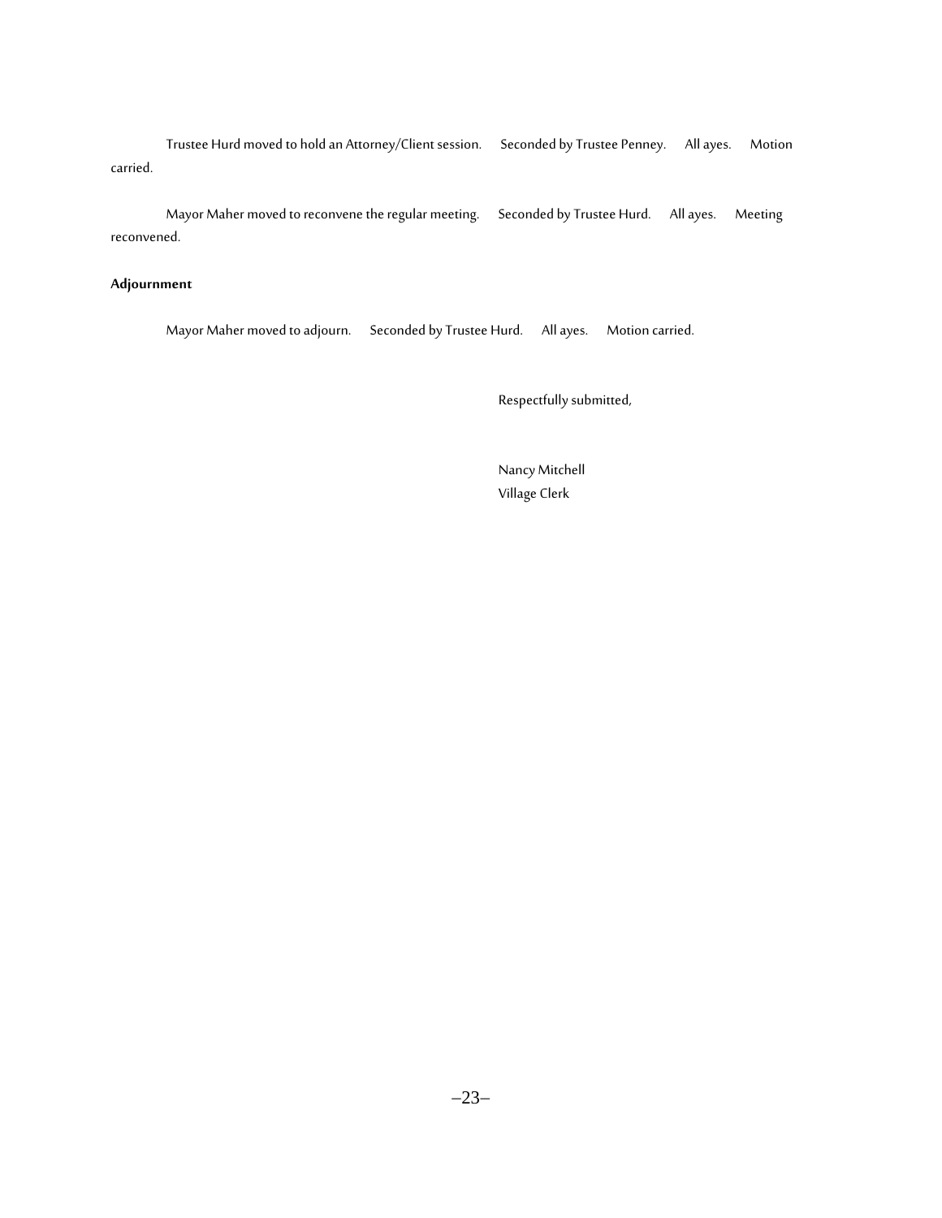Trustee Hurd moved to hold an Attorney/Client session. Seconded by Trustee Penney. All ayes. Motion carried.

Mayor Maher moved to reconvene the regular meeting. Seconded by Trustee Hurd. All ayes. Meeting reconvened.

**Adjournment**

Mayor Maher moved to adjourn. Seconded by Trustee Hurd. All ayes. Motion carried.

Respectfully submitted,

Nancy Mitchell
Village Clerk